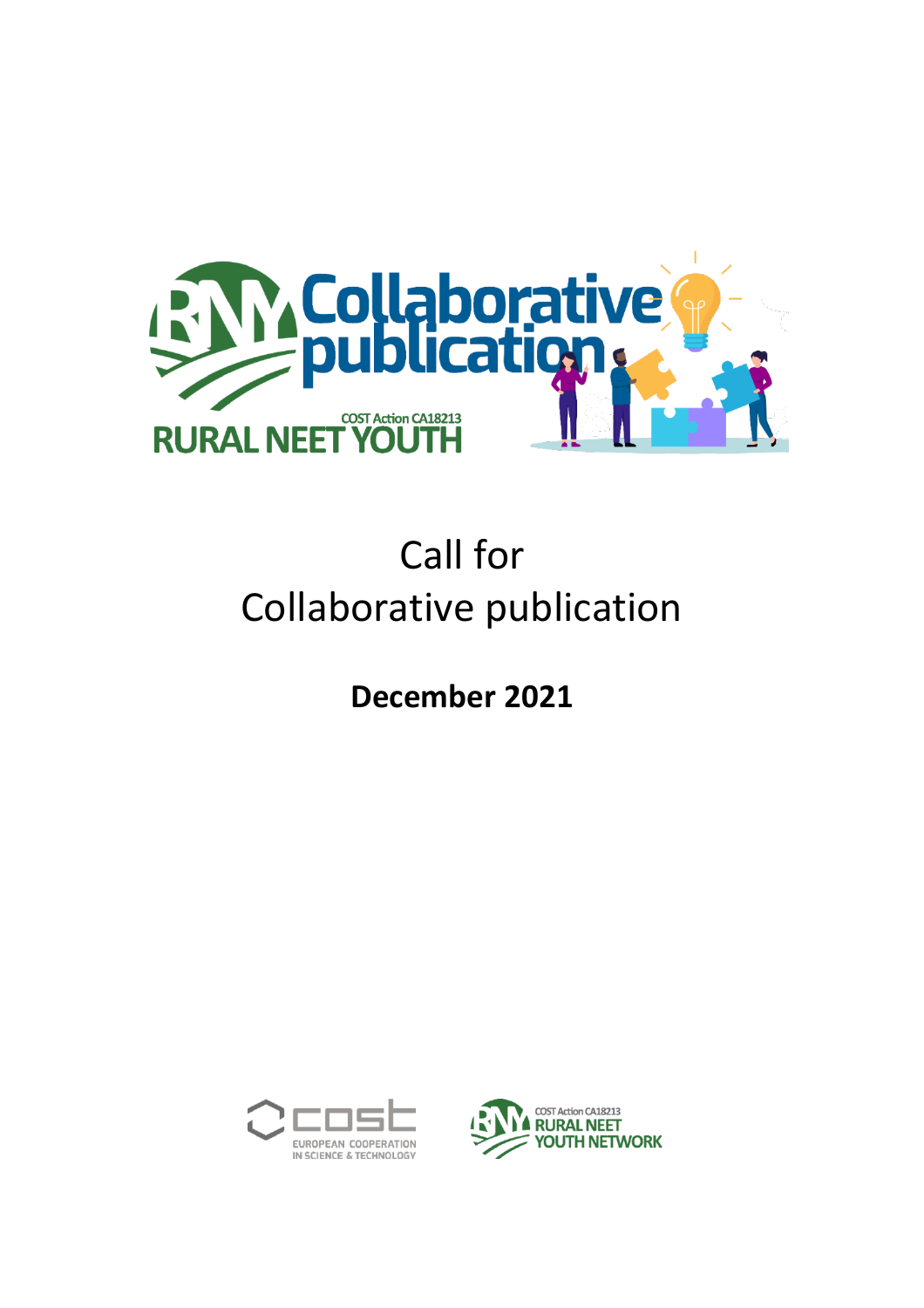# Call for Collaborative publication

**December 2021**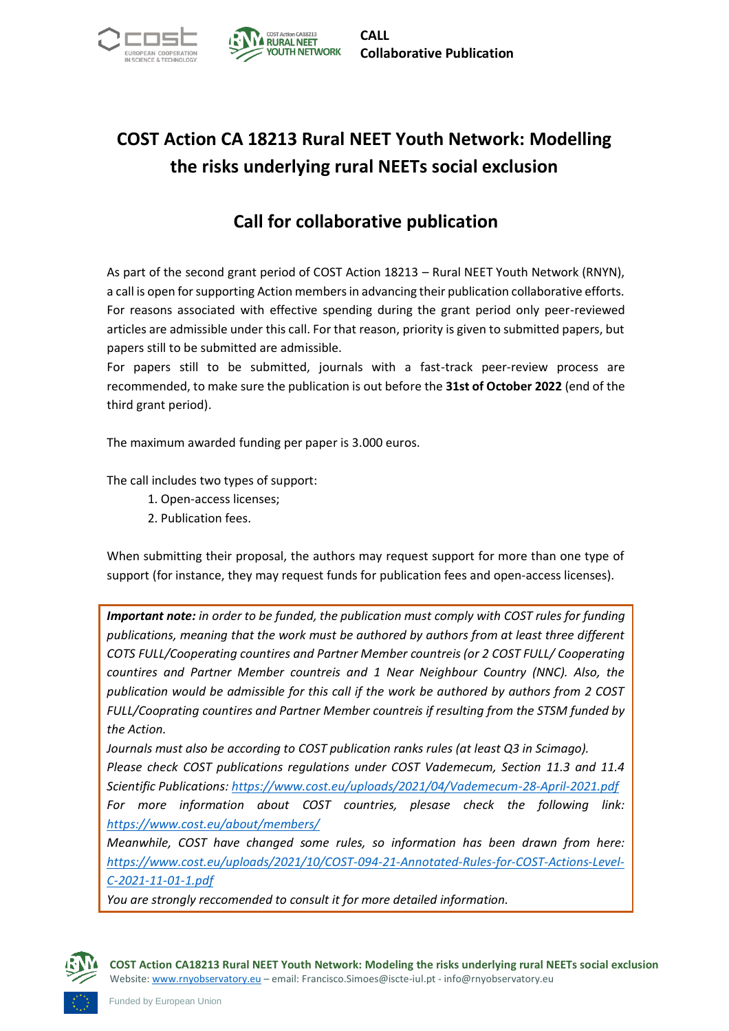# COST Action CA 18213 Rural NEET Youth Network: Modelling the risks underlying rural NEETs social exclusion

## Call for collaboraive publication

As part of the second grant period of COST Action 18213 – Rural NEET Youth Network (RNYN), a call is open for supporting Action members in advancing their publication collaborative efforts. For reasons associated with effective spending during the grant period only peer-reviewed articles are admissible under this call. For that reason, priority is given to submitted papers, but papers still to be submitted are admissible.

For papers still to be submitted, journals with a fast-track peer-review process are recommended, to make sure the publication is out before the **31st of October 2022** (end of the third grant period).

The maximum awarded funding per paper is 3.000 euros.

The call includes two types of support:

1. Open-access licenses;
2. Publication fees.

When submitting their proposal, the authors may request support for more than one type of support (for instance, they may request funds for publication fees and open-access licenses).

***Important note:*** *in order to be funded, the publication must comply with COST rules for funding publications, meaning that the work must be authored by authors from at least three different COTS FULL/Cooperating countires and Partner Member countreis (or 2 COST FULL/ Cooperating countires and Partner Member countreis and 1 Near Neighbour Country (NNC). Also, the publication would be admissible for this call if the work be authored by authors from 2 COST FULL/Coprating countires and Partner Member countreis if resulting from the STSM funded by the Action.*

*Journals must also be according to COST publication ranks rules (at least Q3 in Scimago).*

*Please check COST publications regulations under COST Vademecum, Section 11.3 and 11.4 Scientific Publications: https://www.cost.eu/uploads/2021/04/Vademecum-28-April-2021.pdf*

*For more information about COST countries, plesase check the following link: https://www.cost.eu/about/members/*

*Meanwhile, COST have changed some rules, so information has been drawn from here: https://www.cost.eu/uploads/2021/10/COST-094-21-Annotated-Rules-for-COST-Actions-Level-C-2021-11-01-1.pdf*

*You are strongly reccomended to consult it for more detailed information.*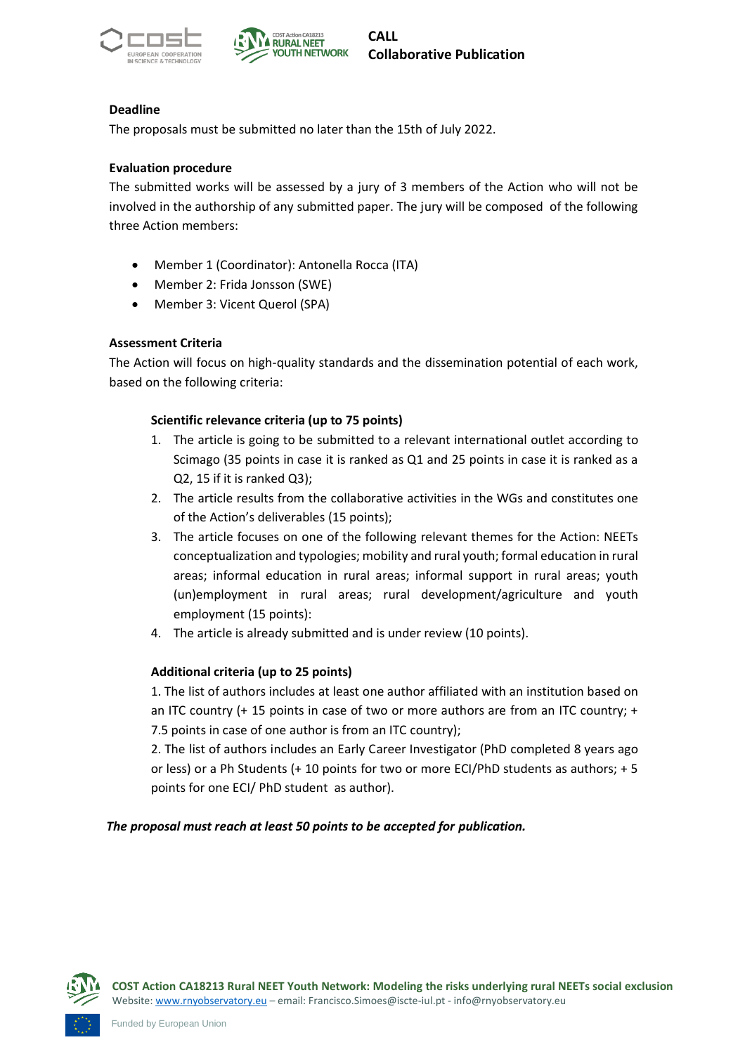**Deadline**

The proposals must be submitted no later than the 15th of July 2022.

**Evaluation procedure**

The submitted works will be assessed by a jury of 3 members of the Action who will not be involved in the authorship of any submitted paper. The jury will be composed of the following three Action members:

- Member 1 (Coordinator): Antonella Rocca (ITA)
- Member 2: Frida Jonsson (SWE)
- Member 3: Vicent Querol (SPA)

**Assessment Criteria**

The Action will focus on high-quality standards and the dissemination potential of each work, based on the following criteria:

**Scientific relevance criteria (up to 75 points)**

1. The article is going to be submitted to a relevant international outlet according to Scimago (35 points in case it is ranked as Q1 and 25 points in case it is ranked as a Q2, 15 if it is ranked Q3);
2. The article results from the collaborative activities in the WGs and constitutes one of the Action's deliverables (15 points);
3. The article focuses on one of the following relevant themes for the Action: NEETs conceptualization and typologies; mobility and rural youth; formal education in rural areas; informal education in rural areas; informal support in rural areas; youth (un)employment in rural areas; rural development/agriculture and youth employment (15 points):
4. The article is already submitted and is under review (10 points).

**Additional criteria (up to 25 points)**

1. The list of authors includes at least one author affiliated with an institution based on an ITC country (+ 15 points in case of two or more authors are from an ITC country; + 7.5 points in case of one author is from an ITC country);

2. The list of authors includes an Early Career Investigator (PhD completed 8 years ago or less) or a Ph Students (+ 10 points for two or more ECI/PhD students as authors; + 5 points for one ECI/ PhD student as author).

***The proposal must reach at least 50 points to be accepted for publication.***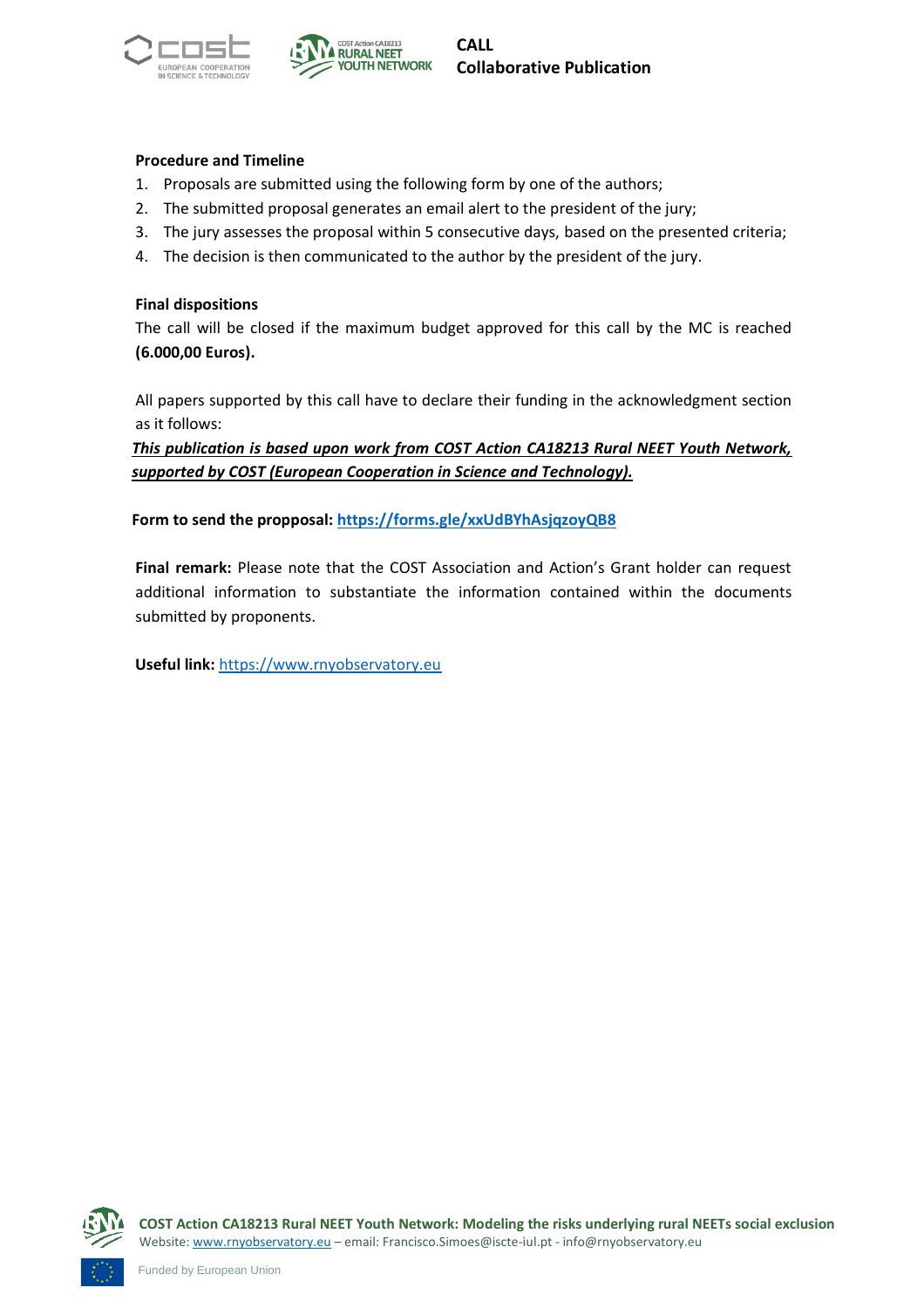**Procedure and Timeline**

1. Proposals are submitted using the following form by one of the authors;
2. The submitted proposal generates an email alert to the president of the jury;
3. The jury assesses the proposal within 5 consecutive days, based on the presented criteria;
4. The decision is then communicated to the author by the president of the jury.

**Final dispositions**

The call will be closed if the maximum budget approved for this call by the MC is reached **(6.000,00 Euros).**

All papers supported by this call have to declare their funding in the acknowledgment section as it follows:

***This publication is based upon work from COST Action CA18213 Rural NEET Youth Network, supported by COST (European Cooperation in Science and Technology).***

**Form to send the propposal: https://forms.gle/xxUdBYhAsjqzoyQB8**

**Final remark:** Please note that the COST Association and Action's Grant holder can request additional information to substantiate the information contained within the documents submitted by proponents.

**Useful link:** https://www.rnyobservatory.eu